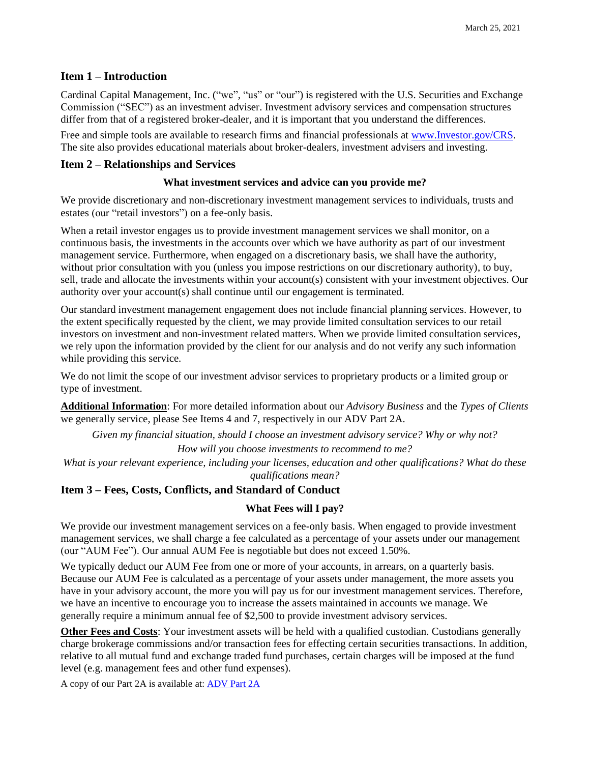March 25, 2021

## Item 1 – Introduction

Cardinal Capital Management, Inc. ("we", "us" or "our") is registered with the U.S. Securities and Exchange Commission ("SEC") as an investment adviser. Investment advisory services and compensation structures differ from that of a registered broker-dealer, and it is important that you understand the differences.

Free and simple tools are available to research firms and financial professionals at www.Investor.gov/CRS. The site also provides educational materials about broker-dealers, investment advisers and investing.

## Item 2 – Relationships and Services

### What investment services and advice can you provide me?

We provide discretionary and non-discretionary investment management services to individuals, trusts and estates (our "retail investors") on a fee-only basis.

When a retail investor engages us to provide investment management services we shall monitor, on a continuous basis, the investments in the accounts over which we have authority as part of our investment management service. Furthermore, when engaged on a discretionary basis, we shall have the authority, without prior consultation with you (unless you impose restrictions on our discretionary authority), to buy, sell, trade and allocate the investments within your account(s) consistent with your investment objectives. Our authority over your account(s) shall continue until our engagement is terminated.

Our standard investment management engagement does not include financial planning services. However, to the extent specifically requested by the client, we may provide limited consultation services to our retail investors on investment and non-investment related matters. When we provide limited consultation services, we rely upon the information provided by the client for our analysis and do not verify any such information while providing this service.

We do not limit the scope of our investment advisor services to proprietary products or a limited group or type of investment.

**Additional Information**: For more detailed information about our *Advisory Business* and the *Types of Clients* we generally service, please See Items 4 and 7, respectively in our ADV Part 2A.

*Given my financial situation, should I choose an investment advisory service? Why or why not?*

*How will you choose investments to recommend to me?*

*What is your relevant experience, including your licenses, education and other qualifications? What do these qualifications mean?*

## Item 3 – Fees, Costs, Conflicts, and Standard of Conduct

### What Fees will I pay?

We provide our investment management services on a fee-only basis. When engaged to provide investment management services, we shall charge a fee calculated as a percentage of your assets under our management (our "AUM Fee"). Our annual AUM Fee is negotiable but does not exceed 1.50%.

We typically deduct our AUM Fee from one or more of your accounts, in arrears, on a quarterly basis. Because our AUM Fee is calculated as a percentage of your assets under management, the more assets you have in your advisory account, the more you will pay us for our investment management services. Therefore, we have an incentive to encourage you to increase the assets maintained in accounts we manage. We generally require a minimum annual fee of $2,500 to provide investment advisory services.

**Other Fees and Costs**: Your investment assets will be held with a qualified custodian. Custodians generally charge brokerage commissions and/or transaction fees for effecting certain securities transactions. In addition, relative to all mutual fund and exchange traded fund purchases, certain charges will be imposed at the fund level (e.g. management fees and other fund expenses).

A copy of our Part 2A is available at: ADV Part 2A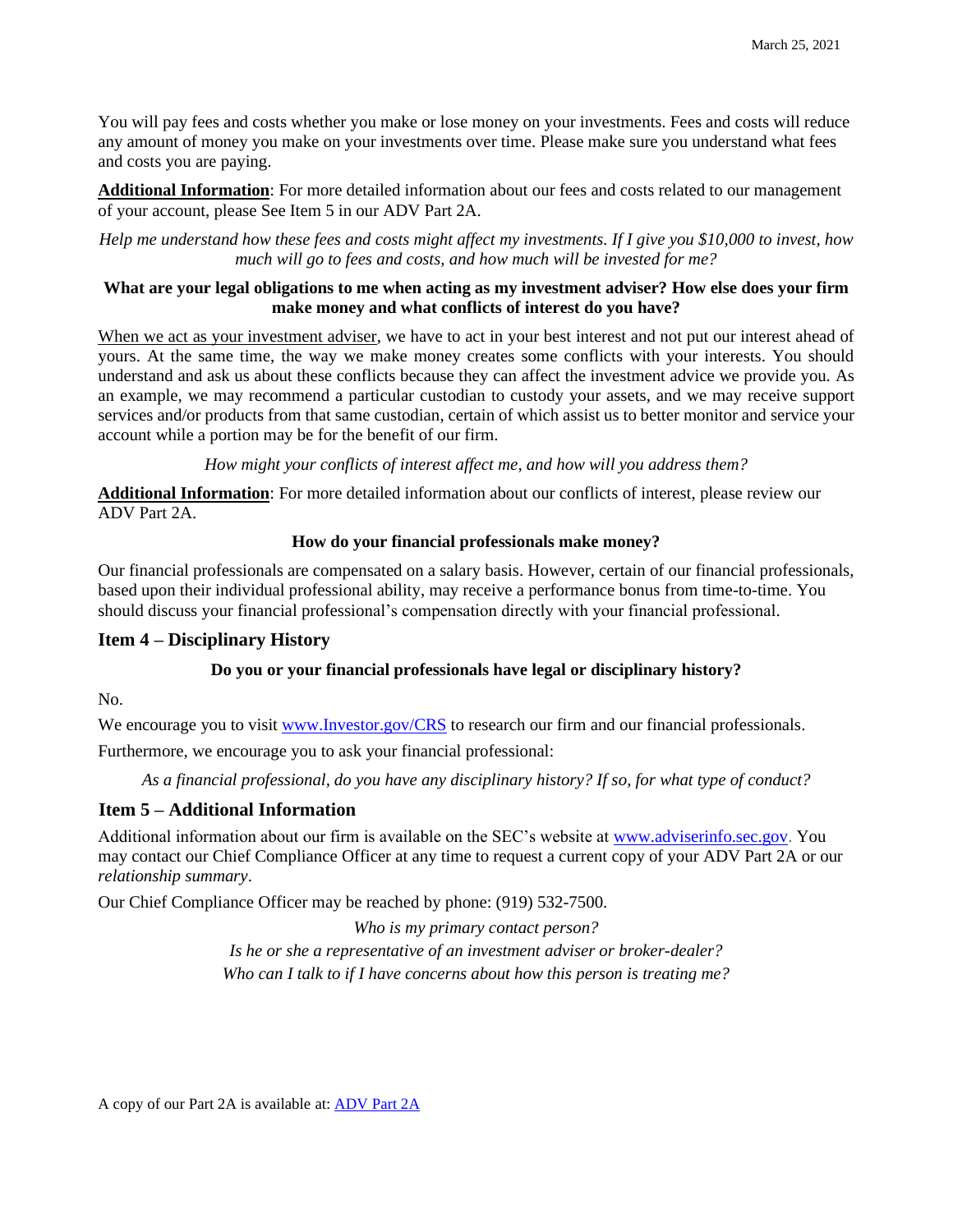You will pay fees and costs whether you make or lose money on your investments. Fees and costs will reduce any amount of money you make on your investments over time. Please make sure you understand what fees and costs you are paying.

**Additional Information**: For more detailed information about our fees and costs related to our management of your account, please See Item 5 in our ADV Part 2A.

*Help me understand how these fees and costs might affect my investments. If I give you $10,000 to invest, how much will go to fees and costs, and how much will be invested for me?*

**What are your legal obligations to me when acting as my investment adviser? How else does your firm make money and what conflicts of interest do you have?**

When we act as your investment adviser, we have to act in your best interest and not put our interest ahead of yours. At the same time, the way we make money creates some conflicts with your interests. You should understand and ask us about these conflicts because they can affect the investment advice we provide you. As an example, we may recommend a particular custodian to custody your assets, and we may receive support services and/or products from that same custodian, certain of which assist us to better monitor and service your account while a portion may be for the benefit of our firm.

*How might your conflicts of interest affect me, and how will you address them?*

**Additional Information**: For more detailed information about our conflicts of interest, please review our ADV Part 2A.

**How do your financial professionals make money?**

Our financial professionals are compensated on a salary basis. However, certain of our financial professionals, based upon their individual professional ability, may receive a performance bonus from time-to-time. You should discuss your financial professional's compensation directly with your financial professional.

## Item 4 – Disciplinary History

**Do you or your financial professionals have legal or disciplinary history?**

No.

We encourage you to visit [www.Investor.gov/CRS](http://www.Investor.gov/CRS) to research our firm and our financial professionals.

Furthermore, we encourage you to ask your financial professional:

*As a financial professional, do you have any disciplinary history? If so, for what type of conduct?*

## Item 5 – Additional Information

Additional information about our firm is available on the SEC's website at [www.adviserinfo.sec.gov](http://www.adviserinfo.sec.gov). You may contact our Chief Compliance Officer at any time to request a current copy of your ADV Part 2A or our *relationship summary*.

Our Chief Compliance Officer may be reached by phone: (919) 532-7500.

*Who is my primary contact person?*
*Is he or she a representative of an investment adviser or broker-dealer?*
*Who can I talk to if I have concerns about how this person is treating me?*

A copy of our Part 2A is available at: ADV Part 2A